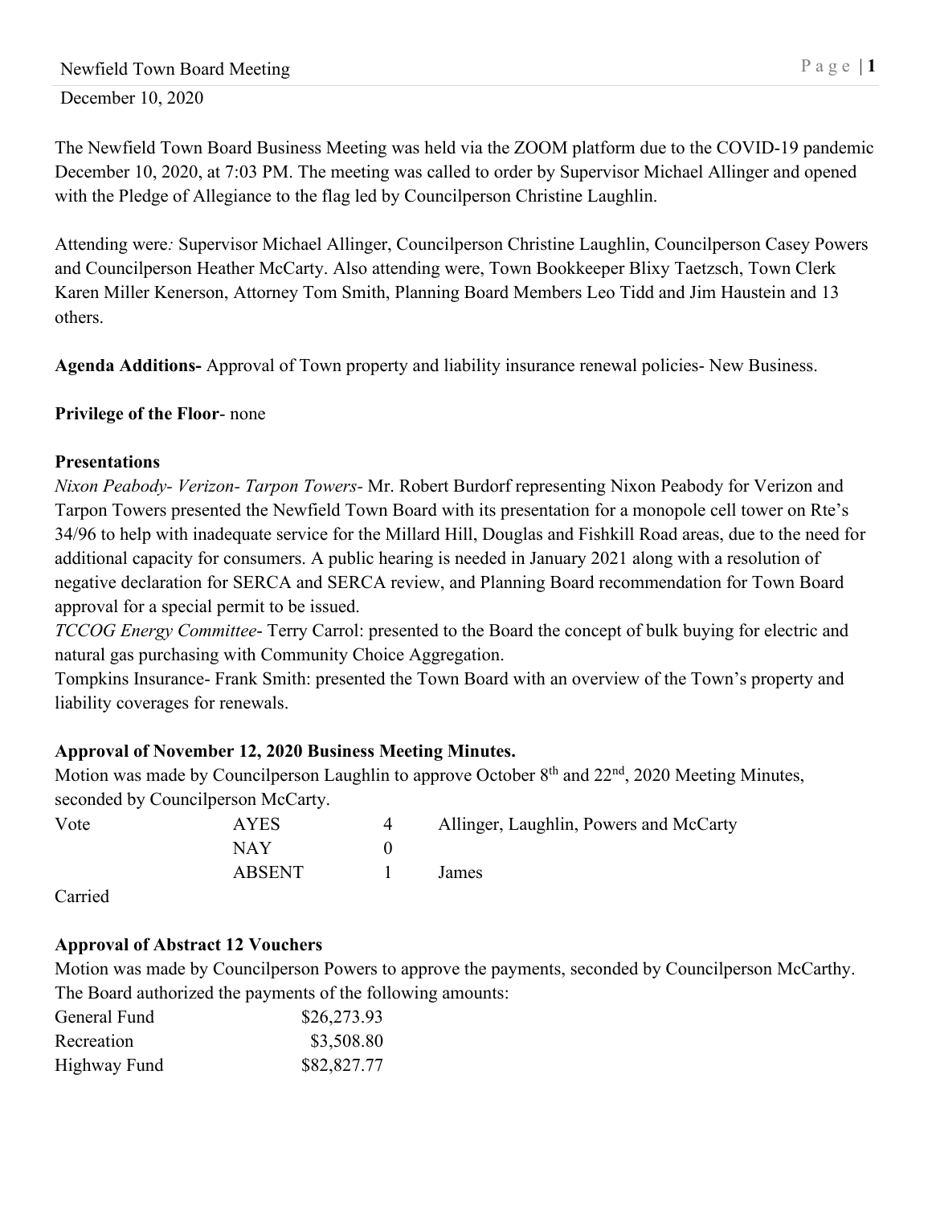Newfield Town Board Meeting

December 10, 2020

The Newfield Town Board Business Meeting was held via the ZOOM platform due to the COVID-19 pandemic December 10, 2020, at 7:03 PM. The meeting was called to order by Supervisor Michael Allinger and opened with the Pledge of Allegiance to the flag led by Councilperson Christine Laughlin.

Attending were*:* Supervisor Michael Allinger, Councilperson Christine Laughlin, Councilperson Casey Powers and Councilperson Heather McCarty. Also attending were, Town Bookkeeper Blixy Taetzsch, Town Clerk Karen Miller Kenerson, Attorney Tom Smith, Planning Board Members Leo Tidd and Jim Haustein and 13 others.

**Agenda Additions-** Approval of Town property and liability insurance renewal policies- New Business.

**Privilege of the Floor**- none

**Presentations**

*Nixon Peabody- Verizon- Tarpon Towers-* Mr. Robert Burdorf representing Nixon Peabody for Verizon and Tarpon Towers presented the Newfield Town Board with its presentation for a monopole cell tower on Rte's 34/96 to help with inadequate service for the Millard Hill, Douglas and Fishkill Road areas, due to the need for additional capacity for consumers. A public hearing is needed in January 2021 along with a resolution of negative declaration for SERCA and SERCA review, and Planning Board recommendation for Town Board approval for a special permit to be issued.

*TCCOG Energy Committee*- Terry Carrol: presented to the Board the concept of bulk buying for electric and natural gas purchasing with Community Choice Aggregation.

Tompkins Insurance- Frank Smith: presented the Town Board with an overview of the Town's property and liability coverages for renewals.

**Approval of November 12, 2020 Business Meeting Minutes.**

Motion was made by Councilperson Laughlin to approve October 8th and 22nd, 2020 Meeting Minutes, seconded by Councilperson McCarty.

| Vote | AYES | 4 | Allinger, Laughlin, Powers and McCarty |
|---|---|---|---|
| | NAY | 0 | |
| | ABSENT | 1 | James |

Carried

**Approval of Abstract 12 Vouchers**

Motion was made by Councilperson Powers to approve the payments, seconded by Councilperson McCarthy. The Board authorized the payments of the following amounts:

| | |
|---|---|
| General Fund | $26,273.93 |
| Recreation | $3,508.80 |
| Highway Fund | $82,827.77 |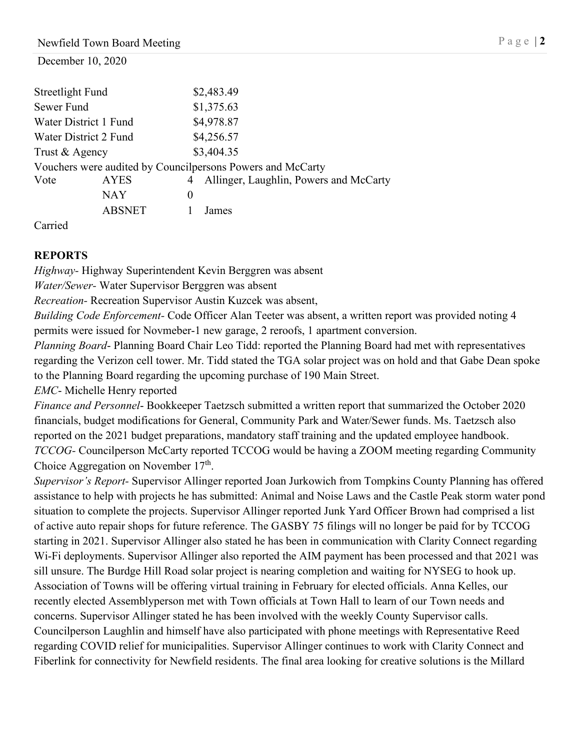| | | | |
|---|---|---|---|
| Streetlight Fund | | $2,483.49 | |
| Sewer Fund | | $1,375.63 | |
| Water District 1 Fund | | $4,978.87 | |
| Water District 2 Fund | | $4,256.57 | |
| Trust & Agency | | $3,404.35 | |

Vouchers were audited by Councilpersons Powers and McCarty

| | | | |
|---|---|---|---|
| Vote | AYES | 4 | Allinger, Laughlin, Powers and McCarty |
| | NAY | 0 | |
| | ABSNET | 1 | James |

Carried

**REPORTS**

*Highway*- Highway Superintendent Kevin Berggren was absent

*Water/Sewer*- Water Supervisor Berggren was absent

*Recreation*- Recreation Supervisor Austin Kuzcek was absent,

*Building Code Enforcement*- Code Officer Alan Teeter was absent, a written report was provided noting 4 permits were issued for Novmeber-1 new garage, 2 reroofs, 1 apartment conversion.

*Planning Board*- Planning Board Chair Leo Tidd: reported the Planning Board had met with representatives regarding the Verizon cell tower. Mr. Tidd stated the TGA solar project was on hold and that Gabe Dean spoke to the Planning Board regarding the upcoming purchase of 190 Main Street.

*EMC*- Michelle Henry reported

*Finance and Personnel*- Bookkeeper Taetzsch submitted a written report that summarized the October 2020 financials, budget modifications for General, Community Park and Water/Sewer funds. Ms. Taetzsch also reported on the 2021 budget preparations, mandatory staff training and the updated employee handbook.

*TCCOG*- Councilperson McCarty reported TCCOG would be having a ZOOM meeting regarding Community Choice Aggregation on November 17th.

*Supervisor's Report*- Supervisor Allinger reported Joan Jurkowich from Tompkins County Planning has offered assistance to help with projects he has submitted: Animal and Noise Laws and the Castle Peak storm water pond situation to complete the projects. Supervisor Allinger reported Junk Yard Officer Brown had comprised a list of active auto repair shops for future reference. The GASBY 75 filings will no longer be paid for by TCCOG starting in 2021. Supervisor Allinger also stated he has been in communication with Clarity Connect regarding Wi-Fi deployments. Supervisor Allinger also reported the AIM payment has been processed and that 2021 was sill unsure. The Burdge Hill Road solar project is nearing completion and waiting for NYSEG to hook up. Association of Towns will be offering virtual training in February for elected officials. Anna Kelles, our recently elected Assemblyperson met with Town officials at Town Hall to learn of our Town needs and concerns. Supervisor Allinger stated he has been involved with the weekly County Supervisor calls. Councilperson Laughlin and himself have also participated with phone meetings with Representative Reed regarding COVID relief for municipalities. Supervisor Allinger continues to work with Clarity Connect and Fiberlink for connectivity for Newfield residents. The final area looking for creative solutions is the Millard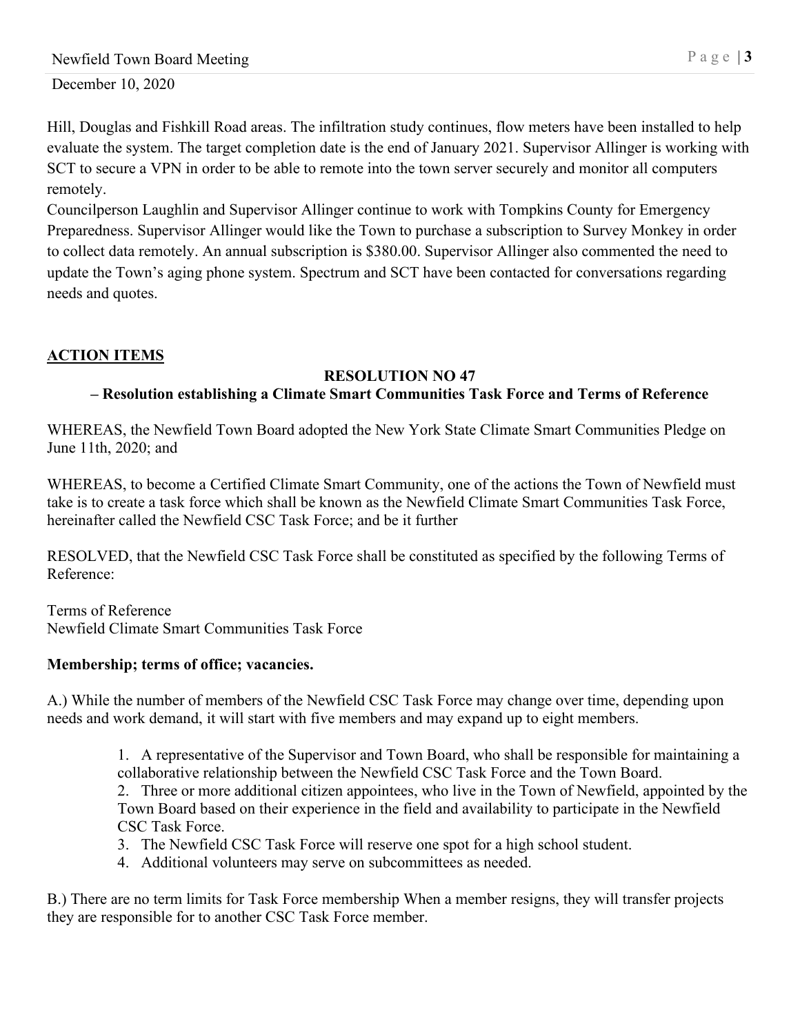Hill, Douglas and Fishkill Road areas. The infiltration study continues, flow meters have been installed to help evaluate the system. The target completion date is the end of January 2021. Supervisor Allinger is working with SCT to secure a VPN in order to be able to remote into the town server securely and monitor all computers remotely.

Councilperson Laughlin and Supervisor Allinger continue to work with Tompkins County for Emergency Preparedness. Supervisor Allinger would like the Town to purchase a subscription to Survey Monkey in order to collect data remotely. An annual subscription is $380.00. Supervisor Allinger also commented the need to update the Town's aging phone system. Spectrum and SCT have been contacted for conversations regarding needs and quotes.

## ACTION ITEMS

### RESOLUTION NO 47
### – Resolution establishing a Climate Smart Communities Task Force and Terms of Reference

WHEREAS, the Newfield Town Board adopted the New York State Climate Smart Communities Pledge on June 11th, 2020; and

WHEREAS, to become a Certified Climate Smart Community, one of the actions the Town of Newfield must take is to create a task force which shall be known as the Newfield Climate Smart Communities Task Force, hereinafter called the Newfield CSC Task Force; and be it further

RESOLVED, that the Newfield CSC Task Force shall be constituted as specified by the following Terms of Reference:

Terms of Reference
Newfield Climate Smart Communities Task Force

**Membership; terms of office; vacancies.**

A.) While the number of members of the Newfield CSC Task Force may change over time, depending upon needs and work demand, it will start with five members and may expand up to eight members.

1. A representative of the Supervisor and Town Board, who shall be responsible for maintaining a collaborative relationship between the Newfield CSC Task Force and the Town Board.
2. Three or more additional citizen appointees, who live in the Town of Newfield, appointed by the Town Board based on their experience in the field and availability to participate in the Newfield CSC Task Force.
3. The Newfield CSC Task Force will reserve one spot for a high school student.
4. Additional volunteers may serve on subcommittees as needed.

B.) There are no term limits for Task Force membership When a member resigns, they will transfer projects they are responsible for to another CSC Task Force member.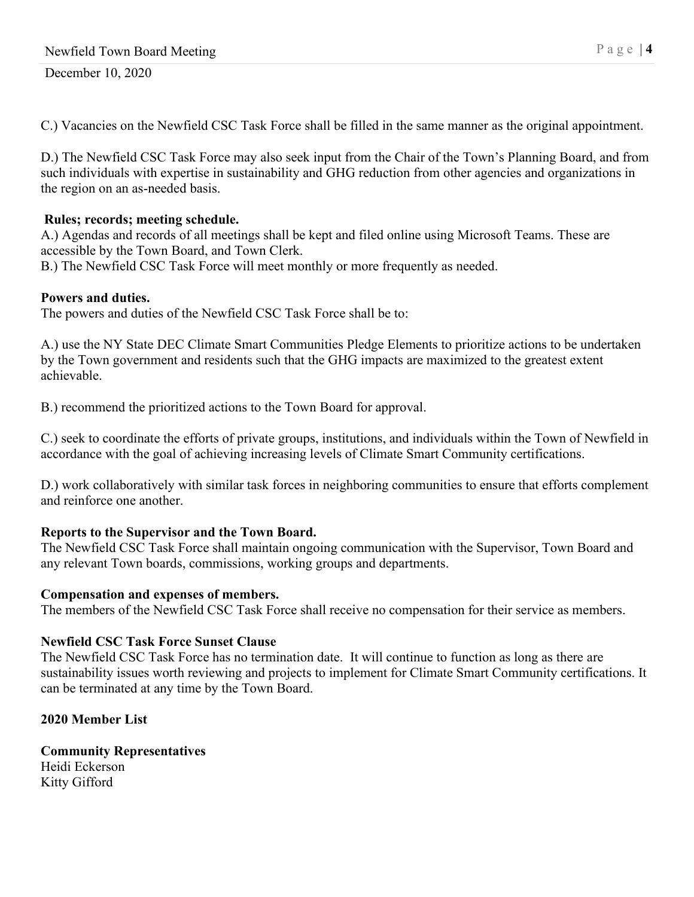C.) Vacancies on the Newfield CSC Task Force shall be filled in the same manner as the original appointment.

D.) The Newfield CSC Task Force may also seek input from the Chair of the Town's Planning Board, and from such individuals with expertise in sustainability and GHG reduction from other agencies and organizations in the region on an as-needed basis.

**Rules; records; meeting schedule.**

A.) Agendas and records of all meetings shall be kept and filed online using Microsoft Teams. These are accessible by the Town Board, and Town Clerk.

B.) The Newfield CSC Task Force will meet monthly or more frequently as needed.

**Powers and duties.**

The powers and duties of the Newfield CSC Task Force shall be to:

A.) use the NY State DEC Climate Smart Communities Pledge Elements to prioritize actions to be undertaken by the Town government and residents such that the GHG impacts are maximized to the greatest extent achievable.

B.) recommend the prioritized actions to the Town Board for approval.

C.) seek to coordinate the efforts of private groups, institutions, and individuals within the Town of Newfield in accordance with the goal of achieving increasing levels of Climate Smart Community certifications.

D.) work collaboratively with similar task forces in neighboring communities to ensure that efforts complement and reinforce one another.

**Reports to the Supervisor and the Town Board.**

The Newfield CSC Task Force shall maintain ongoing communication with the Supervisor, Town Board and any relevant Town boards, commissions, working groups and departments.

**Compensation and expenses of members.**

The members of the Newfield CSC Task Force shall receive no compensation for their service as members.

**Newfield CSC Task Force Sunset Clause**

The Newfield CSC Task Force has no termination date. It will continue to function as long as there are sustainability issues worth reviewing and projects to implement for Climate Smart Community certifications. It can be terminated at any time by the Town Board.

**2020 Member List**

**Community Representatives**

Heidi Eckerson
Kitty Gifford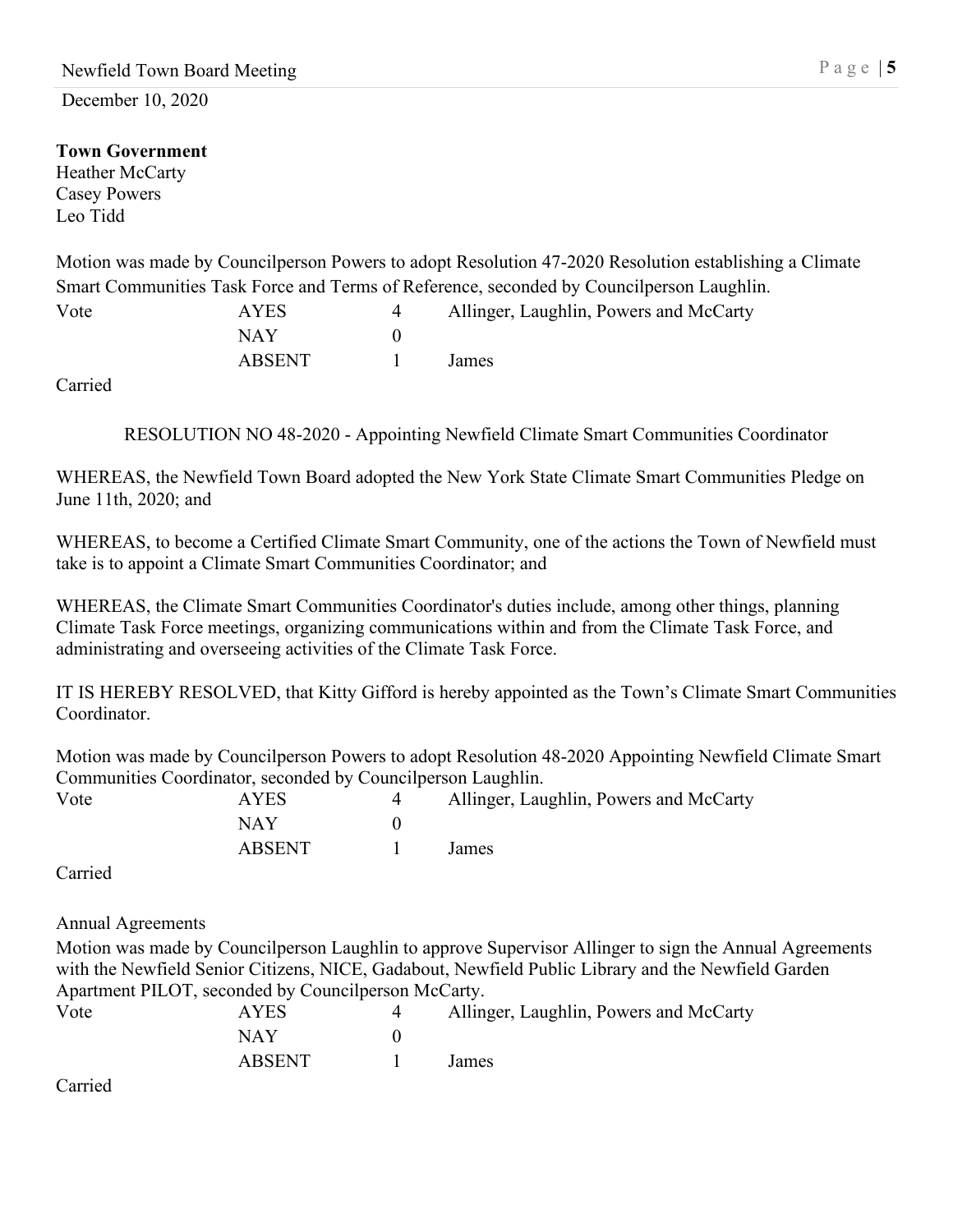**Town Government**
Heather McCarty
Casey Powers
Leo Tidd

Motion was made by Councilperson Powers to adopt Resolution 47-2020 Resolution establishing a Climate Smart Communities Task Force and Terms of Reference, seconded by Councilperson Laughlin.

| Vote | AYES | 4 | Allinger, Laughlin, Powers and McCarty |
|---|---|---|---|
| | NAY | 0 | |
| | ABSENT | 1 | James |

Carried

RESOLUTION NO 48-2020 - Appointing Newfield Climate Smart Communities Coordinator

WHEREAS, the Newfield Town Board adopted the New York State Climate Smart Communities Pledge on June 11th, 2020; and

WHEREAS, to become a Certified Climate Smart Community, one of the actions the Town of Newfield must take is to appoint a Climate Smart Communities Coordinator; and

WHEREAS, the Climate Smart Communities Coordinator's duties include, among other things, planning Climate Task Force meetings, organizing communications within and from the Climate Task Force, and administrating and overseeing activities of the Climate Task Force.

IT IS HEREBY RESOLVED, that Kitty Gifford is hereby appointed as the Town's Climate Smart Communities Coordinator.

Motion was made by Councilperson Powers to adopt Resolution 48-2020 Appointing Newfield Climate Smart Communities Coordinator, seconded by Councilperson Laughlin.

| Vote | AYES | 4 | Allinger, Laughlin, Powers and McCarty |
|---|---|---|---|
| | NAY | 0 | |
| | ABSENT | 1 | James |

Carried

Annual Agreements

Motion was made by Councilperson Laughlin to approve Supervisor Allinger to sign the Annual Agreements with the Newfield Senior Citizens, NICE, Gadabout, Newfield Public Library and the Newfield Garden Apartment PILOT, seconded by Councilperson McCarty.

| Vote | AYES | 4 | Allinger, Laughlin, Powers and McCarty |
|---|---|---|---|
| | NAY | 0 | |
| | ABSENT | 1 | James |

Carried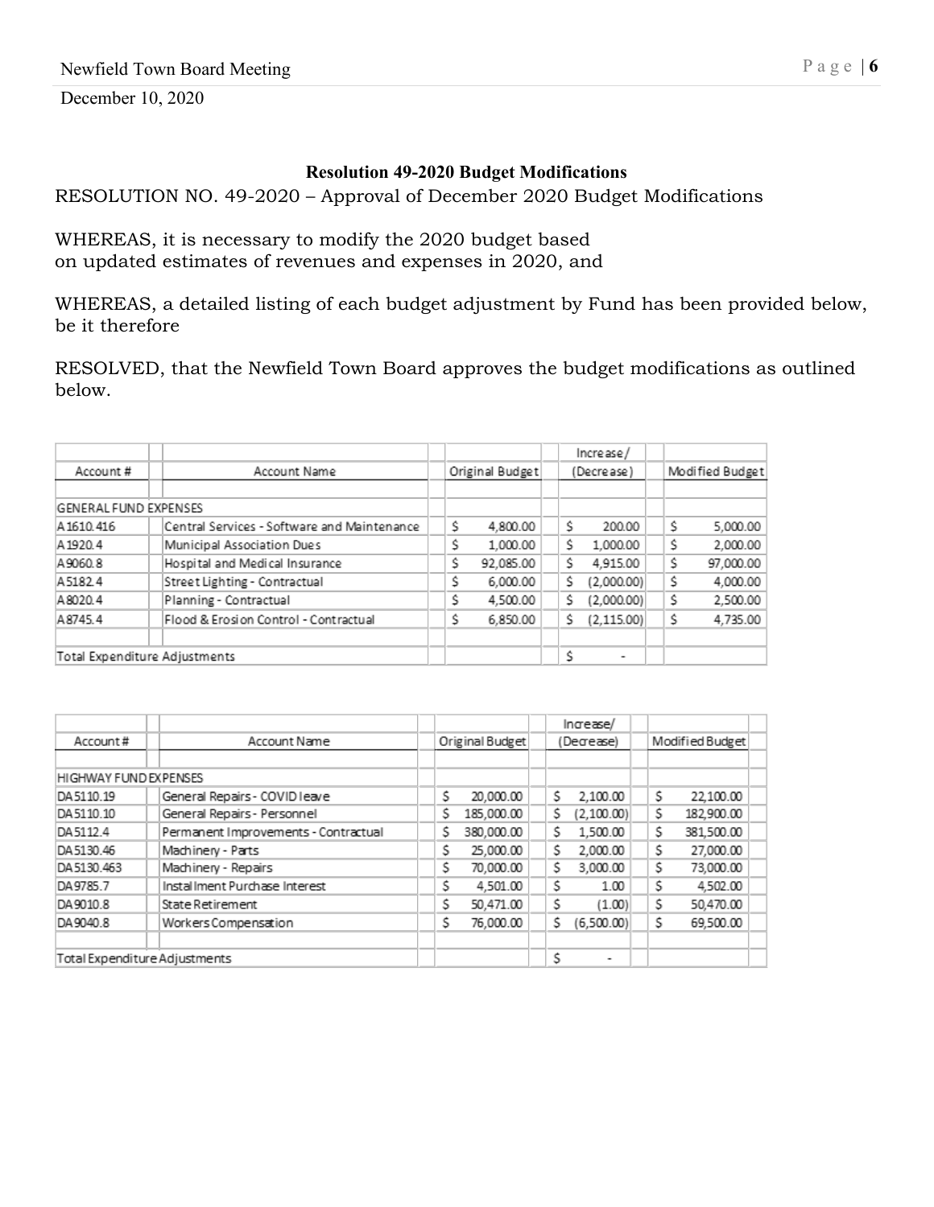**Resolution 49-2020 Budget Modifications**

RESOLUTION NO. 49-2020 – Approval of December 2020 Budget Modifications

WHEREAS, it is necessary to modify the 2020 budget based on updated estimates of revenues and expenses in 2020, and

WHEREAS, a detailed listing of each budget adjustment by Fund has been provided below, be it therefore

RESOLVED, that the Newfield Town Board approves the budget modifications as outlined below.

| Account # | Account Name | Original Budget | Increase/ (Decrease) | Modified Budget |
|---|---|---|---|---|
| GENERAL FUND EXPENSES | | | | |
| A1610.416 | Central Services - Software and Maintenance | $ 4,800.00 | $ 200.00 | $ 5,000.00 |
| A1920.4 | Municipal Association Dues | $ 1,000.00 | $ 1,000.00 | $ 2,000.00 |
| A9060.8 | Hospital and Medical Insurance | $ 92,085.00 | $ 4,915.00 | $ 97,000.00 |
| A5182.4 | Street Lighting - Contractual | $ 6,000.00 | $ (2,000.00) | $ 4,000.00 |
| A8020.4 | Planning - Contractual | $ 4,500.00 | $ (2,000.00) | $ 2,500.00 |
| A8745.4 | Flood & Erosion Control - Contractual | $ 6,850.00 | $ (2,115.00) | $ 4,735.00 |
| Total Expenditure Adjustments | | | $ - | |

| Account # | Account Name | Original Budget | Increase/ (Decrease) | Modified Budget |
|---|---|---|---|---|
| HIGHWAY FUND EXPENSES | | | | |
| DA5110.19 | General Repairs - COVID leave | $ 20,000.00 | $ 2,100.00 | $ 22,100.00 |
| DA5110.10 | General Repairs - Personnel | $ 185,000.00 | $ (2,100.00) | $ 182,900.00 |
| DA5112.4 | Permanent Improvements - Contractual | $ 380,000.00 | $ 1,500.00 | $ 381,500.00 |
| DA5130.46 | Machinery - Parts | $ 25,000.00 | $ 2,000.00 | $ 27,000.00 |
| DA5130.463 | Machinery - Repairs | $ 70,000.00 | $ 3,000.00 | $ 73,000.00 |
| DA9785.7 | Installment Purchase Interest | $ 4,501.00 | $ 1.00 | $ 4,502.00 |
| DA9010.8 | State Retirement | $ 50,471.00 | $ (1.00) | $ 50,470.00 |
| DA9040.8 | Workers Compensation | $ 76,000.00 | $ (6,500.00) | $ 69,500.00 |
| Total Expenditure Adjustments | | | $ - | |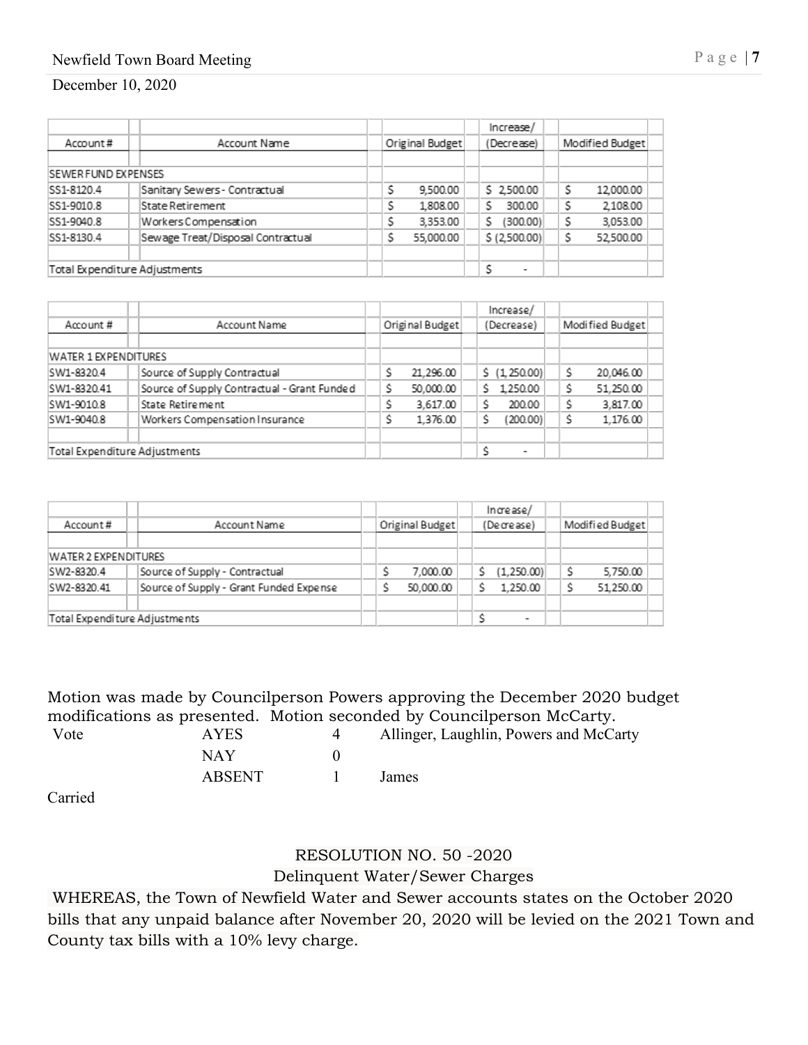| Account # | Account Name | Original Budget | Increase/ (Decrease) | Modified Budget |
|---|---|---|---|---|
| SEWER FUND EXPENSES | | | | |
| SS1-8120.4 | Sanitary Sewers - Contractual | $ 9,500.00 | $ 2,500.00 | $ 12,000.00 |
| SS1-9010.8 | State Retirement | $ 1,808.00 | $ 300.00 | $ 2,108.00 |
| SS1-9040.8 | Workers Compensation | $ 3,353.00 | $ (300.00) | $ 3,053.00 |
| SS1-8130.4 | Sewage Treat/Disposal Contractual | $ 55,000.00 | $ (2,500.00) | $ 52,500.00 |
| Total Expenditure Adjustments | | | $ - | |

| Account # | Account Name | Original Budget | Increase/ (Decrease) | Modified Budget |
|---|---|---|---|---|
| WATER 1 EXPENDITURES | | | | |
| SW1-8320.4 | Source of Supply Contractual | $ 21,296.00 | $ (1,250.00) | $ 20,046.00 |
| SW1-8320.41 | Source of Supply Contractual - Grant Funded | $ 50,000.00 | $ 1,250.00 | $ 51,250.00 |
| SW1-9010.8 | State Retirement | $ 3,617.00 | $ 200.00 | $ 3,817.00 |
| SW1-9040.8 | Workers Compensation Insurance | $ 1,376.00 | $ (200.00) | $ 1,176.00 |
| Total Expenditure Adjustments | | | $ - | |

| Account # | Account Name | Original Budget | Increase/ (Decrease) | Modified Budget |
|---|---|---|---|---|
| WATER 2 EXPENDITURES | | | | |
| SW2-8320.4 | Source of Supply - Contractual | $ 7,000.00 | $ (1,250.00) | $ 5,750.00 |
| SW2-8320.41 | Source of Supply - Grant Funded Expense | $ 50,000.00 | $ 1,250.00 | $ 51,250.00 |
| Total Expenditure Adjustments | | | $ - | |

Motion was made by Councilperson Powers approving the December 2020 budget modifications as presented. Motion seconded by Councilperson McCarty.

| Vote | AYES | 4 | Allinger, Laughlin, Powers and McCarty |
|---|---|---|---|
| | NAY | 0 | |
| | ABSENT | 1 | James |

Carried

RESOLUTION NO. 50 -2020

Delinquent Water/Sewer Charges

WHEREAS, the Town of Newfield Water and Sewer accounts states on the October 2020 bills that any unpaid balance after November 20, 2020 will be levied on the 2021 Town and County tax bills with a 10% levy charge.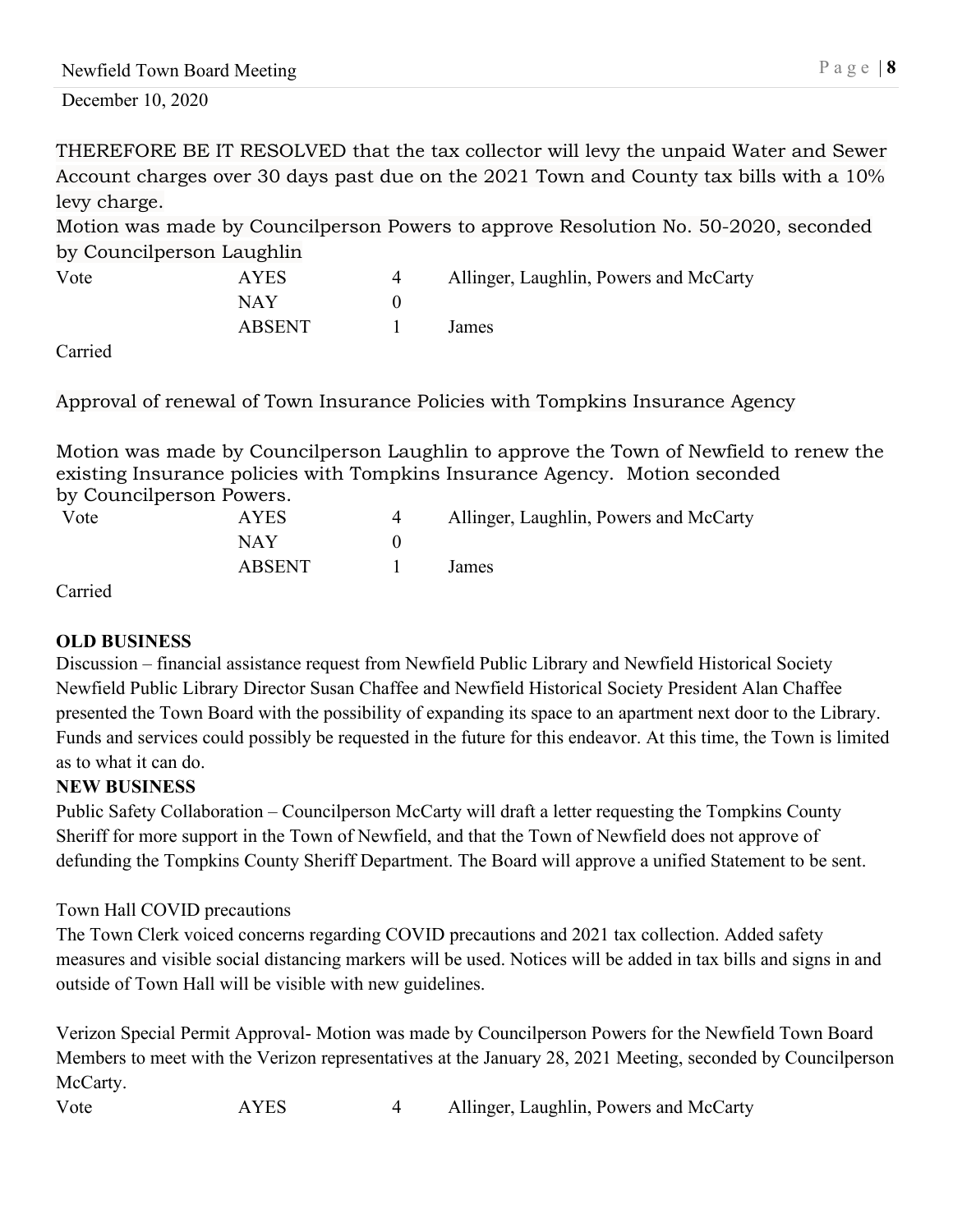THEREFORE BE IT RESOLVED that the tax collector will levy the unpaid Water and Sewer Account charges over 30 days past due on the 2021 Town and County tax bills with a 10% levy charge.

Motion was made by Councilperson Powers to approve Resolution No. 50-2020, seconded by Councilperson Laughlin

| Vote | AYES | 4 | Allinger, Laughlin, Powers and McCarty |
|---|---|---|---|
| | NAY | 0 | |
| | ABSENT | 1 | James |

Carried

Approval of renewal of Town Insurance Policies with Tompkins Insurance Agency

Motion was made by Councilperson Laughlin to approve the Town of Newfield to renew the existing Insurance policies with Tompkins Insurance Agency. Motion seconded by Councilperson Powers.

| Vote | AYES | 4 | Allinger, Laughlin, Powers and McCarty |
|---|---|---|---|
| | NAY | 0 | |
| | ABSENT | 1 | James |

Carried

**OLD BUSINESS**

Discussion – financial assistance request from Newfield Public Library and Newfield Historical Society Newfield Public Library Director Susan Chaffee and Newfield Historical Society President Alan Chaffee presented the Town Board with the possibility of expanding its space to an apartment next door to the Library. Funds and services could possibly be requested in the future for this endeavor. At this time, the Town is limited as to what it can do.

**NEW BUSINESS**

Public Safety Collaboration – Councilperson McCarty will draft a letter requesting the Tompkins County Sheriff for more support in the Town of Newfield, and that the Town of Newfield does not approve of defunding the Tompkins County Sheriff Department. The Board will approve a unified Statement to be sent.

Town Hall COVID precautions

The Town Clerk voiced concerns regarding COVID precautions and 2021 tax collection. Added safety measures and visible social distancing markers will be used. Notices will be added in tax bills and signs in and outside of Town Hall will be visible with new guidelines.

Verizon Special Permit Approval- Motion was made by Councilperson Powers for the Newfield Town Board Members to meet with the Verizon representatives at the January 28, 2021 Meeting, seconded by Councilperson McCarty.

| Vote | AYES | 4 | Allinger, Laughlin, Powers and McCarty |
|---|---|---|---|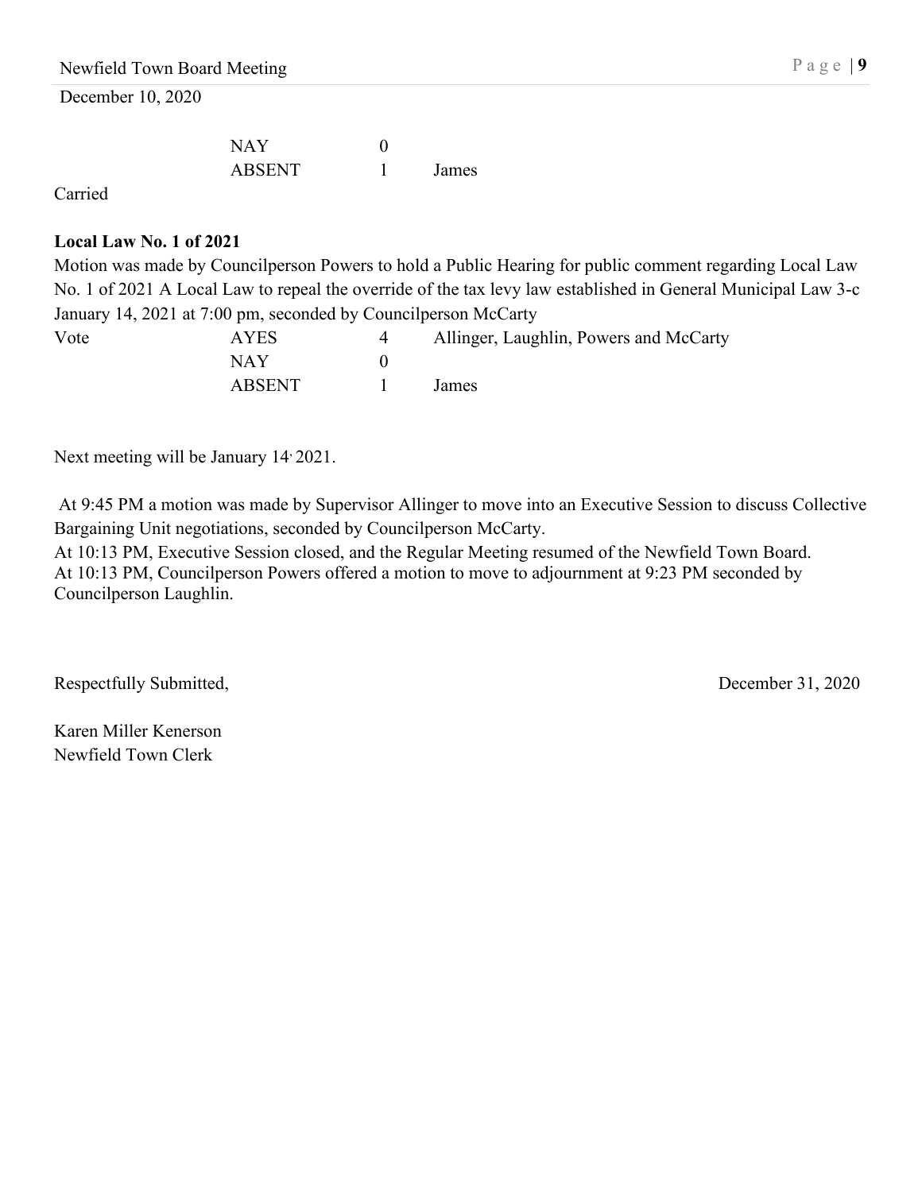| | | | |
|---|---|---|---|
| | NAY | 0 | |
| | ABSENT | 1 | James |

Carried

**Local Law No. 1 of 2021**

Motion was made by Councilperson Powers to hold a Public Hearing for public comment regarding Local Law No. 1 of 2021 A Local Law to repeal the override of the tax levy law established in General Municipal Law 3-c January 14, 2021 at 7:00 pm, seconded by Councilperson McCarty

| | | | |
|---|---|---|---|
| Vote | AYES | 4 | Allinger, Laughlin, Powers and McCarty |
| | NAY | 0 | |
| | ABSENT | 1 | James |

Next meeting will be January 14, 2021.

At 9:45 PM a motion was made by Supervisor Allinger to move into an Executive Session to discuss Collective Bargaining Unit negotiations, seconded by Councilperson McCarty.
At 10:13 PM, Executive Session closed, and the Regular Meeting resumed of the Newfield Town Board.
At 10:13 PM, Councilperson Powers offered a motion to move to adjournment at 9:23 PM seconded by Councilperson Laughlin.

Respectfully Submitted,

December 31, 2020

Karen Miller Kenerson
Newfield Town Clerk